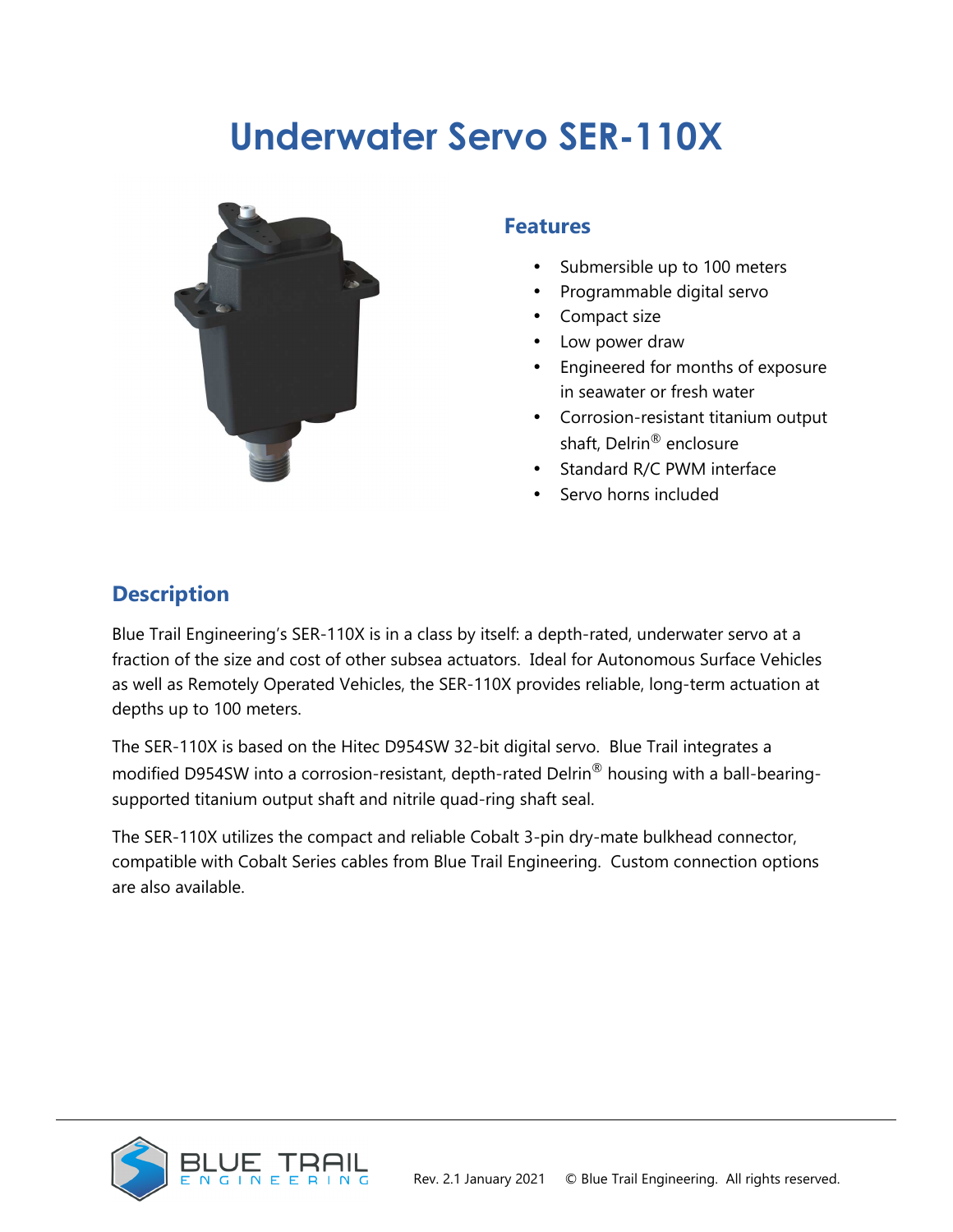# Underwater Servo SER-110X

## Features

- Submersible up to 100 meters
- Programmable digital servo
- Compact size
- Low power draw
- Engineered for months of exposure in seawater or fresh water
- Corrosion-resistant titanium output shaft, Delrin® enclosure
- Standard R/C PWM interface
- Servo horns included

## Description

Blue Trail Engineering's SER-110X is in a class by itself: a depth-rated, underwater servo at a fraction of the size and cost of other subsea actuators. Ideal for Autonomous Surface Vehicles as well as Remotely Operated Vehicles, the SER-110X provides reliable, long-term actuation at depths up to 100 meters.

The SER-110X is based on the Hitec D954SW 32-bit digital servo. Blue Trail integrates a modified D954SW into a corrosion-resistant, depth-rated Delrin® housing with a ball-bearing-supported titanium output shaft and nitrile quad-ring shaft seal.

The SER-110X utilizes the compact and reliable Cobalt 3-pin dry-mate bulkhead connector, compatible with Cobalt Series cables from Blue Trail Engineering. Custom connection options are also available.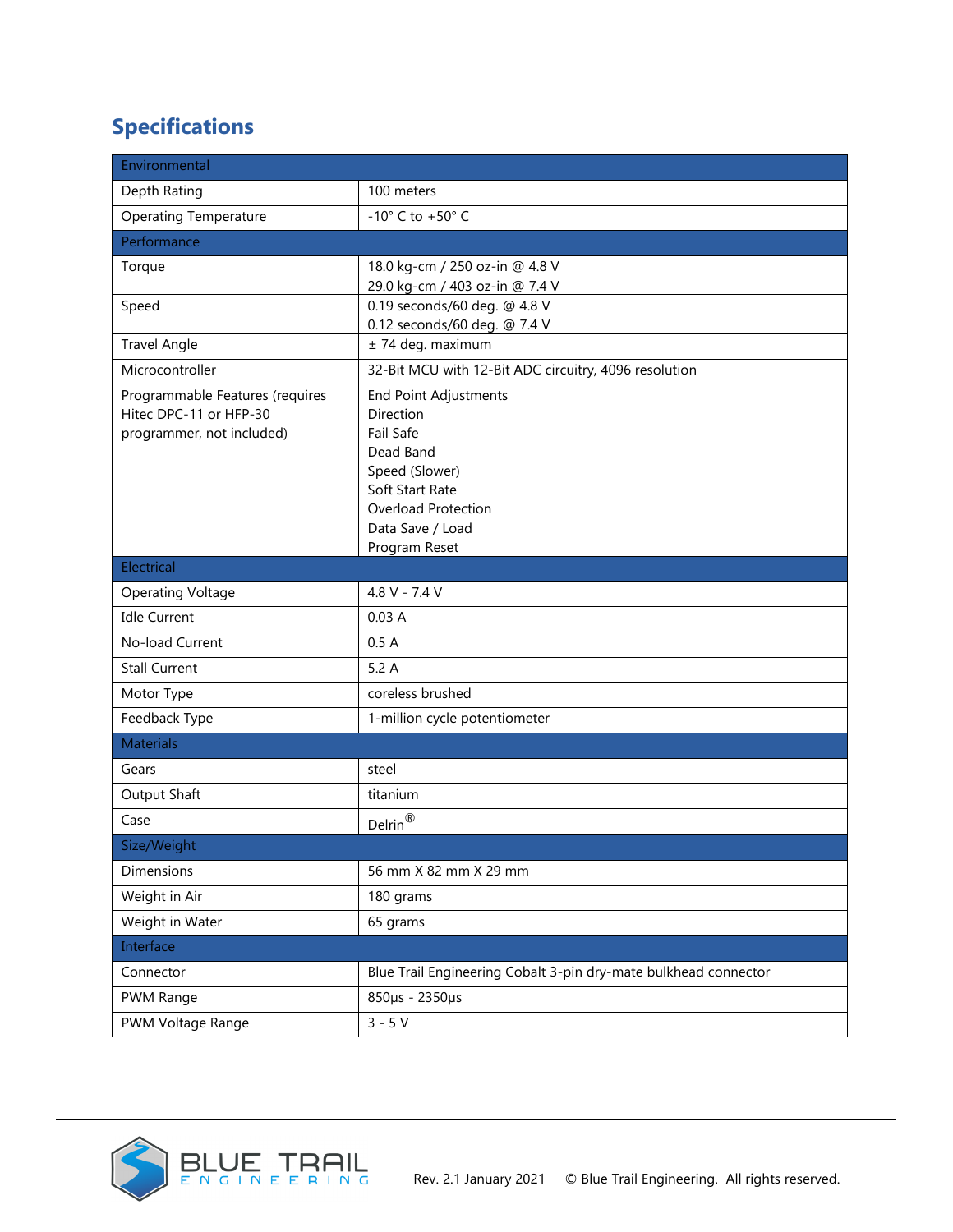## Specifications

| Environmental | |
|---|---|
| Depth Rating | 100 meters |
| Operating Temperature | -10° C to +50° C |
| **Performance** | |
| Torque | 18.0 kg-cm / 250 oz-in @ 4.8 V<br>29.0 kg-cm / 403 oz-in @ 7.4 V |
| Speed | 0.19 seconds/60 deg. @ 4.8 V<br>0.12 seconds/60 deg. @ 7.4 V |
| Travel Angle | ± 74 deg. maximum |
| Microcontroller | 32-Bit MCU with 12-Bit ADC circuitry, 4096 resolution |
| Programmable Features (requires Hitec DPC-11 or HFP-30 programmer, not included) | End Point Adjustments<br>Direction<br>Fail Safe<br>Dead Band<br>Speed (Slower)<br>Soft Start Rate<br>Overload Protection<br>Data Save / Load<br>Program Reset |
| **Electrical** | |
| Operating Voltage | 4.8 V - 7.4 V |
| Idle Current | 0.03 A |
| No-load Current | 0.5 A |
| Stall Current | 5.2 A |
| Motor Type | coreless brushed |
| Feedback Type | 1-million cycle potentiometer |
| **Materials** | |
| Gears | steel |
| Output Shaft | titanium |
| Case | Delrin® |
| **Size/Weight** | |
| Dimensions | 56 mm X 82 mm X 29 mm |
| Weight in Air | 180 grams |
| Weight in Water | 65 grams |
| **Interface** | |
| Connector | Blue Trail Engineering Cobalt 3-pin dry-mate bulkhead connector |
| PWM Range | 850µs - 2350µs |
| PWM Voltage Range | 3 - 5 V |

Rev. 2.1 January 2021 © Blue Trail Engineering. All rights reserved.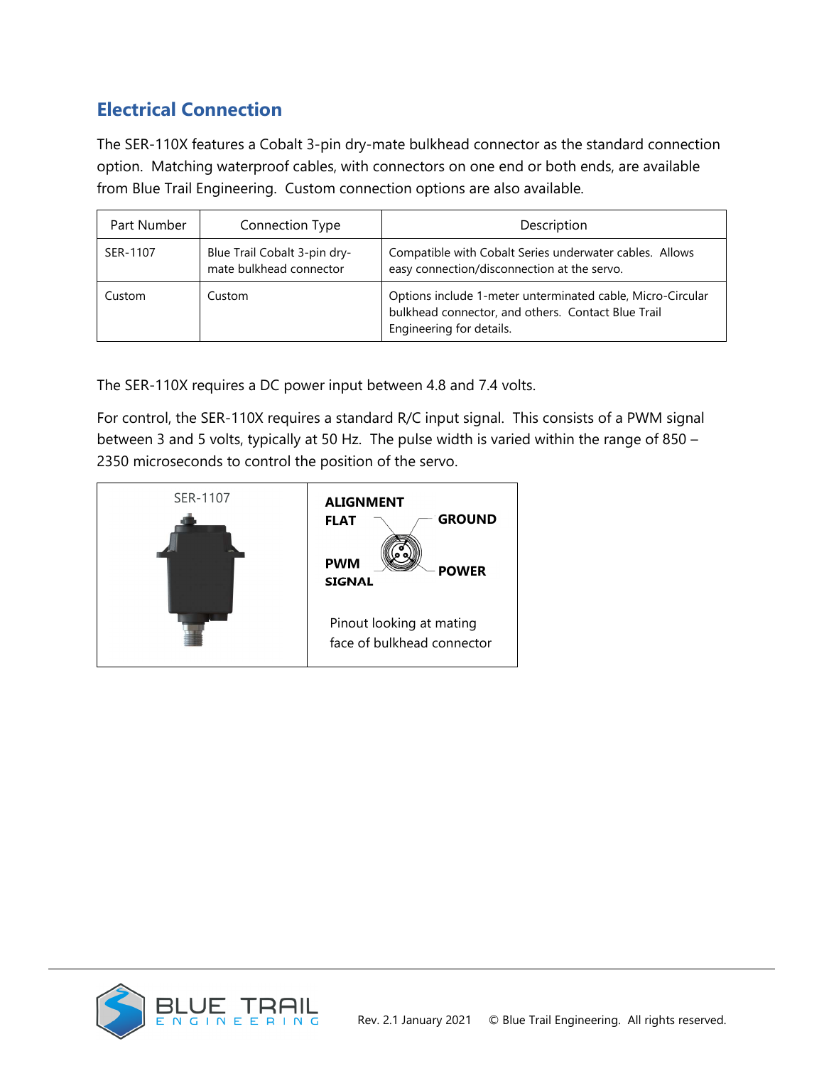## Electrical Connection

The SER-110X features a Cobalt 3-pin dry-mate bulkhead connector as the standard connection option. Matching waterproof cables, with connectors on one end or both ends, are available from Blue Trail Engineering. Custom connection options are also available.

| Part Number | Connection Type | Description |
| --- | --- | --- |
| SER-1107 | Blue Trail Cobalt 3-pin dry-mate bulkhead connector | Compatible with Cobalt Series underwater cables. Allows easy connection/disconnection at the servo. |
| Custom | Custom | Options include 1-meter unterminated cable, Micro-Circular bulkhead connector, and others. Contact Blue Trail Engineering for details. |

The SER-110X requires a DC power input between 4.8 and 7.4 volts.

For control, the SER-110X requires a standard R/C input signal. This consists of a PWM signal between 3 and 5 volts, typically at 50 Hz. The pulse width is varied within the range of 850 – 2350 microseconds to control the position of the servo.

SER-1107

**ALIGNMENT FLAT**

**GROUND**

**PWM SIGNAL**

**POWER**

Pinout looking at mating face of bulkhead connector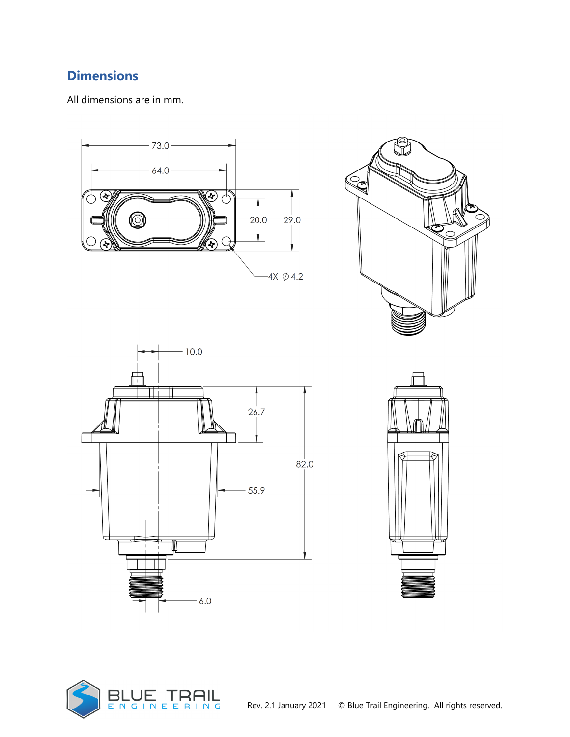## Dimensions

All dimensions are in mm.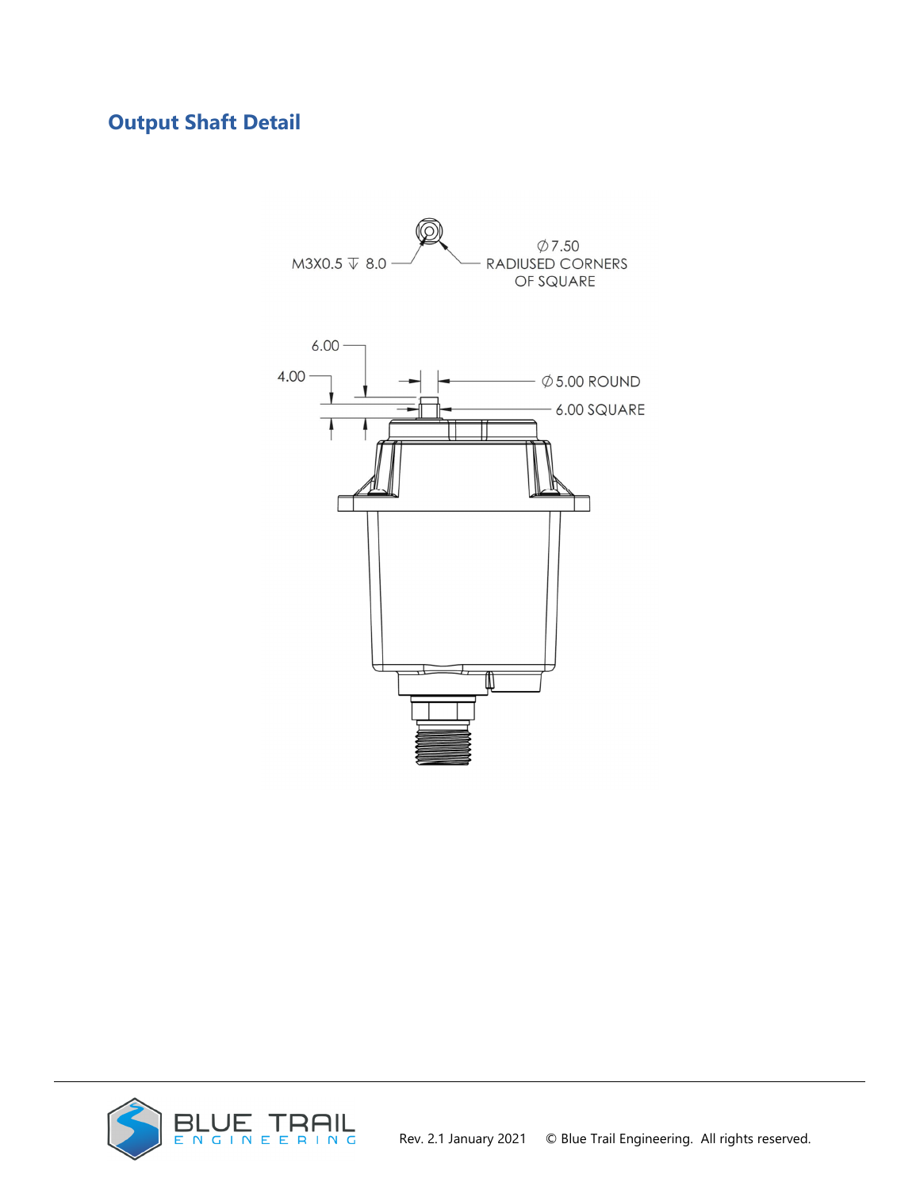## Output Shaft Detail

M3X0.5 ↧ 8.0

∅7.50
RADIUSED CORNERS
OF SQUARE

6.00

4.00

∅5.00 ROUND

6.00 SQUARE